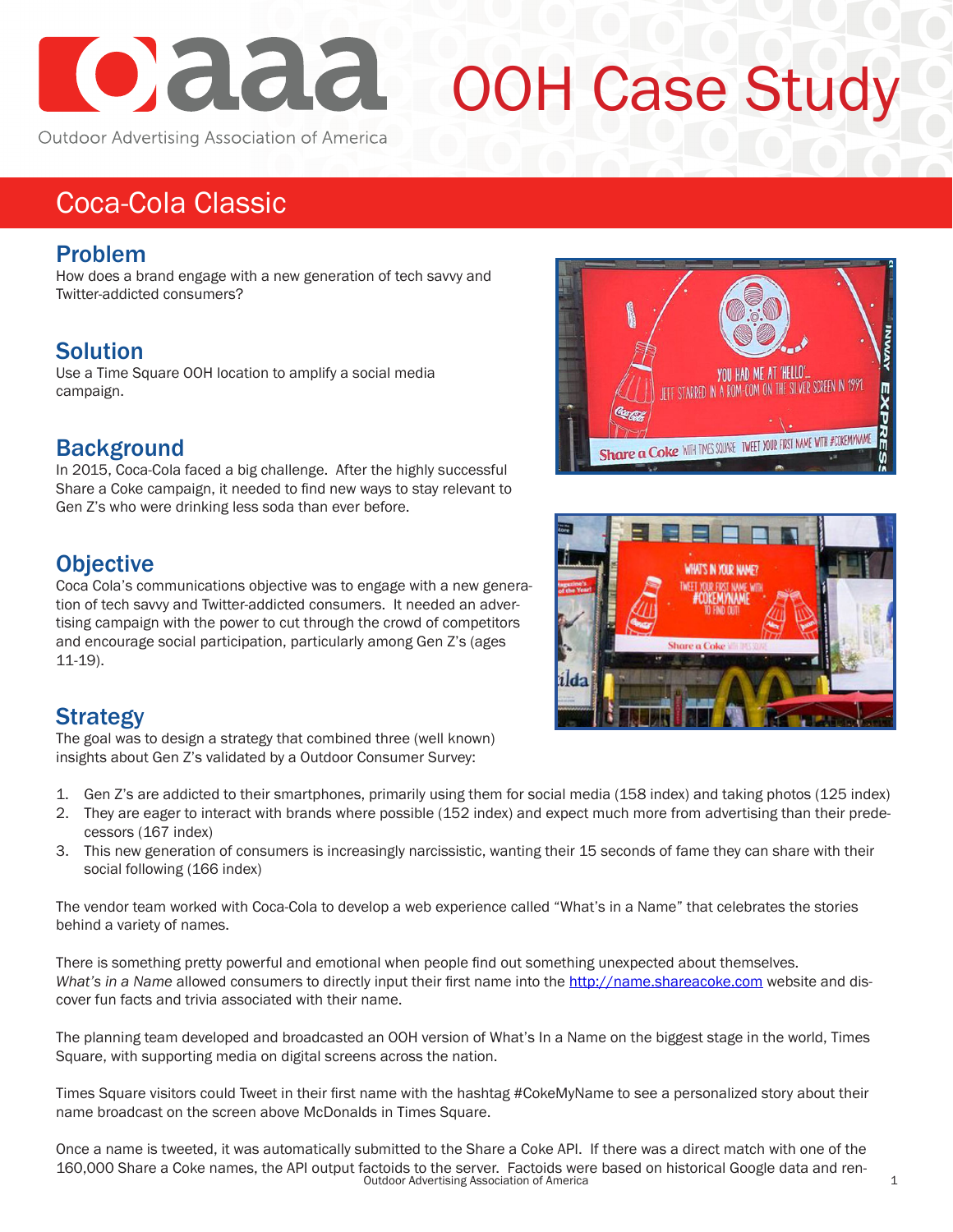# OOH Case Study

Outdoor Advertising Association of America

## Coca-Cola Classic

### Problem

How does a brand engage with a new generation of tech savvy and Twitter-addicted consumers?

### Solution

Use a Time Square OOH location to amplify a social media campaign.

### Background

In 2015, Coca-Cola faced a big challenge. After the highly successful Share a Coke campaign, it needed to find new ways to stay relevant to Gen Z's who were drinking less soda than ever before.

### Objective

Coca Cola's communications objective was to engage with a new generation of tech savvy and Twitter-addicted consumers. It needed an advertising campaign with the power to cut through the crowd of competitors and encourage social participation, particularly among Gen Z's (ages 11-19).

### Strategy

The goal was to design a strategy that combined three (well known) insights about Gen Z's validated by a Outdoor Consumer Survey:

1. Gen Z's are addicted to their smartphones, primarily using them for social media (158 index) and taking photos (125 index)
2. They are eager to interact with brands where possible (152 index) and expect much more from advertising than their predecessors (167 index)
3. This new generation of consumers is increasingly narcissistic, wanting their 15 seconds of fame they can share with their social following (166 index)

The vendor team worked with Coca-Cola to develop a web experience called "What's in a Name" that celebrates the stories behind a variety of names.

There is something pretty powerful and emotional when people find out something unexpected about themselves. *What's in a Name* allowed consumers to directly input their first name into the http://name.shareacoke.com website and discover fun facts and trivia associated with their name.

The planning team developed and broadcasted an OOH version of What's In a Name on the biggest stage in the world, Times Square, with supporting media on digital screens across the nation.

Times Square visitors could Tweet in their first name with the hashtag #CokeMyName to see a personalized story about their name broadcast on the screen above McDonalds in Times Square.

Once a name is tweeted, it was automatically submitted to the Share a Coke API. If there was a direct match with one of the 160,000 Share a Coke names, the API output factoids to the server. Factoids were based on historical Google data and ren-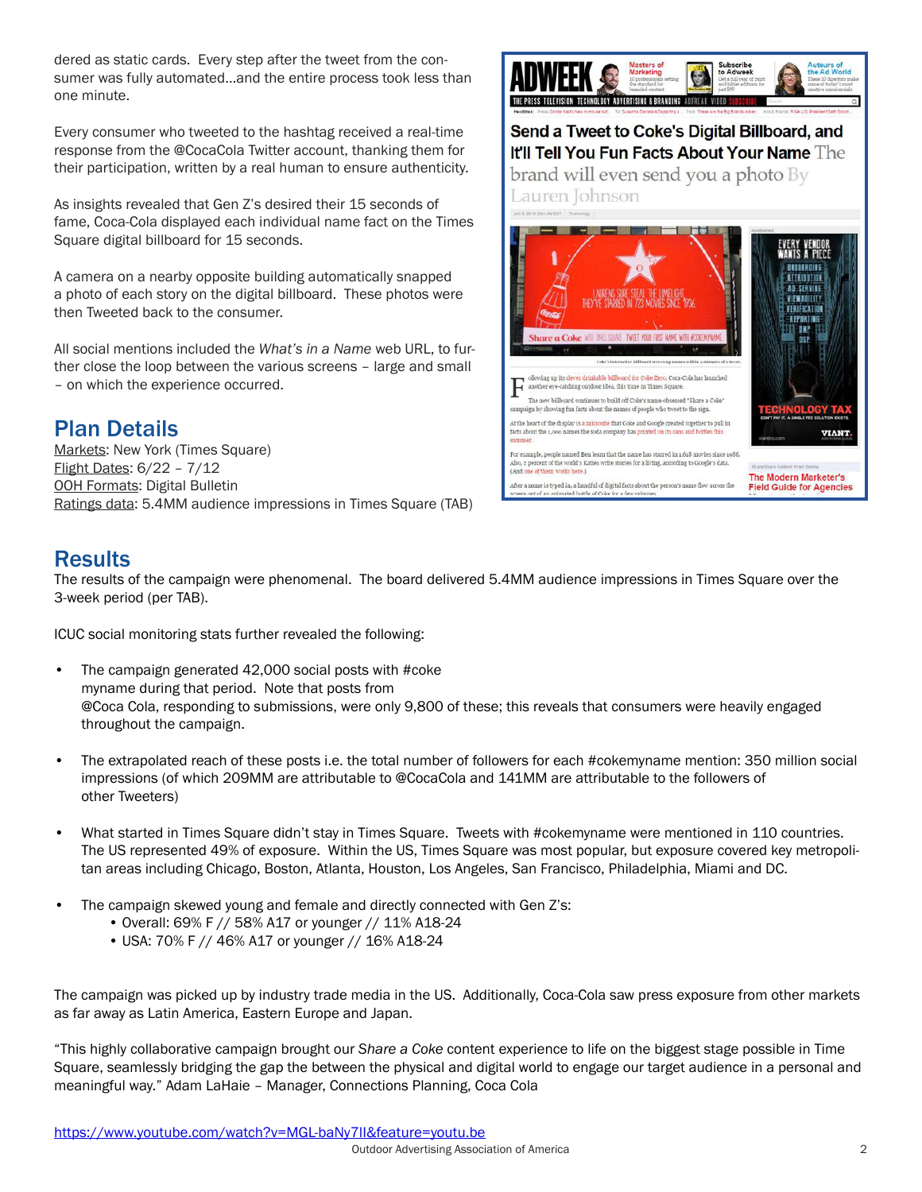dered as static cards. Every step after the tweet from the consumer was fully automated...and the entire process took less than one minute.

Every consumer who tweeted to the hashtag received a real-time response from the @CocaCola Twitter account, thanking them for their participation, written by a real human to ensure authenticity.

As insights revealed that Gen Z's desired their 15 seconds of fame, Coca-Cola displayed each individual name fact on the Times Square digital billboard for 15 seconds.

A camera on a nearby opposite building automatically snapped a photo of each story on the digital billboard. These photos were then Tweeted back to the consumer.

All social mentions included the *What's in a Name* web URL, to further close the loop between the various screens – large and small – on which the experience occurred.

## Plan Details

Markets: New York (Times Square)
Flight Dates: 6/22 – 7/12
OOH Formats: Digital Bulletin
Ratings data: 5.4MM audience impressions in Times Square (TAB)

## Results

The results of the campaign were phenomenal. The board delivered 5.4MM audience impressions in Times Square over the 3-week period (per TAB).

ICUC social monitoring stats further revealed the following:

- The campaign generated 42,000 social posts with #coke myname during that period. Note that posts from @Coca Cola, responding to submissions, were only 9,800 of these; this reveals that consumers were heavily engaged throughout the campaign.

- The extrapolated reach of these posts i.e. the total number of followers for each #cokemyname mention: 350 million social impressions (of which 209MM are attributable to @CocaCola and 141MM are attributable to the followers of other Tweeters)

- What started in Times Square didn't stay in Times Square. Tweets with #cokemyname were mentioned in 110 countries. The US represented 49% of exposure. Within the US, Times Square was most popular, but exposure covered key metropolitan areas including Chicago, Boston, Atlanta, Houston, Los Angeles, San Francisco, Philadelphia, Miami and DC.

- The campaign skewed young and female and directly connected with Gen Z's:
  - Overall: 69% F // 58% A17 or younger // 11% A18-24
  - USA: 70% F // 46% A17 or younger // 16% A18-24

The campaign was picked up by industry trade media in the US. Additionally, Coca-Cola saw press exposure from other markets as far away as Latin America, Eastern Europe and Japan.

"This highly collaborative campaign brought our *Share a Coke* content experience to life on the biggest stage possible in Time Square, seamlessly bridging the gap the between the physical and digital world to engage our target audience in a personal and meaningful way." Adam LaHaie – Manager, Connections Planning, Coca Cola

https://www.youtube.com/watch?v=MGL-baNy7Il&feature=youtu.be